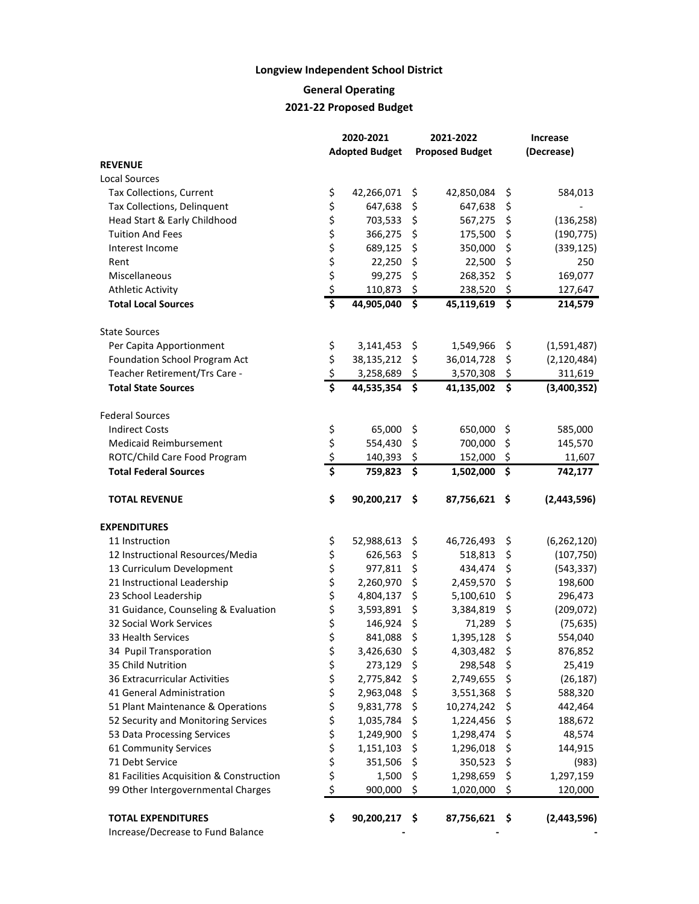**Longview Independent School District**

**General Operating**

**2021-22 Proposed Budget**

| | 2020-2021 Adopted Budget | 2021-2022 Proposed Budget | Increase (Decrease) |
|---|---|---|---|
| **REVENUE** | | | |
| Local Sources | | | |
| Tax Collections, Current | $ 42,266,071 | $ 42,850,084 | $ 584,013 |
| Tax Collections, Delinquent | $ 647,638 | $ 647,638 | $ - |
| Head Start & Early Childhood | $ 703,533 | $ 567,275 | $ (136,258) |
| Tuition And Fees | $ 366,275 | $ 175,500 | $ (190,775) |
| Interest Income | $ 689,125 | $ 350,000 | $ (339,125) |
| Rent | $ 22,250 | $ 22,500 | $ 250 |
| Miscellaneous | $ 99,275 | $ 268,352 | $ 169,077 |
| Athletic Activity | $ 110,873 | $ 238,520 | $ 127,647 |
| **Total Local Sources** | **$ 44,905,040** | **$ 45,119,619** | **$ 214,579** |
| | | | |
| State Sources | | | |
| Per Capita Apportionment | $ 3,141,453 | $ 1,549,966 | $ (1,591,487) |
| Foundation School Program Act | $ 38,135,212 | $ 36,014,728 | $ (2,120,484) |
| Teacher Retirement/Trs Care - | $ 3,258,689 | $ 3,570,308 | $ 311,619 |
| **Total State Sources** | **$ 44,535,354** | **$ 41,135,002** | **$ (3,400,352)** |
| | | | |
| Federal Sources | | | |
| Indirect Costs | $ 65,000 | $ 650,000 | $ 585,000 |
| Medicaid Reimbursement | $ 554,430 | $ 700,000 | $ 145,570 |
| ROTC/Child Care Food Program | $ 140,393 | $ 152,000 | $ 11,607 |
| **Total Federal Sources** | **$ 759,823** | **$ 1,502,000** | **$ 742,177** |
| | | | |
| **TOTAL REVENUE** | **$ 90,200,217** | **$ 87,756,621** | **$ (2,443,596)** |
| | | | |
| **EXPENDITURES** | | | |
| 11 Instruction | $ 52,988,613 | $ 46,726,493 | $ (6,262,120) |
| 12 Instructional Resources/Media | $ 626,563 | $ 518,813 | $ (107,750) |
| 13 Curriculum Development | $ 977,811 | $ 434,474 | $ (543,337) |
| 21 Instructional Leadership | $ 2,260,970 | $ 2,459,570 | $ 198,600 |
| 23 School Leadership | $ 4,804,137 | $ 5,100,610 | $ 296,473 |
| 31 Guidance, Counseling & Evaluation | $ 3,593,891 | $ 3,384,819 | $ (209,072) |
| 32 Social Work Services | $ 146,924 | $ 71,289 | $ (75,635) |
| 33 Health Services | $ 841,088 | $ 1,395,128 | $ 554,040 |
| 34 Pupil Transporation | $ 3,426,630 | $ 4,303,482 | $ 876,852 |
| 35 Child Nutrition | $ 273,129 | $ 298,548 | $ 25,419 |
| 36 Extracurricular Activities | $ 2,775,842 | $ 2,749,655 | $ (26,187) |
| 41 General Administration | $ 2,963,048 | $ 3,551,368 | $ 588,320 |
| 51 Plant Maintenance & Operations | $ 9,831,778 | $ 10,274,242 | $ 442,464 |
| 52 Security and Monitoring Services | $ 1,035,784 | $ 1,224,456 | $ 188,672 |
| 53 Data Processing Services | $ 1,249,900 | $ 1,298,474 | $ 48,574 |
| 61 Community Services | $ 1,151,103 | $ 1,296,018 | $ 144,915 |
| 71 Debt Service | $ 351,506 | $ 350,523 | $ (983) |
| 81 Facilities Acquisition & Construction | $ 1,500 | $ 1,298,659 | $ 1,297,159 |
| 99 Other Intergovernmental Charges | $ 900,000 | $ 1,020,000 | $ 120,000 |
| | | | |
| **TOTAL EXPENDITURES** | **$ 90,200,217** | **$ 87,756,621** | **$ (2,443,596)** |
| Increase/Decrease to Fund Balance | - | - | - |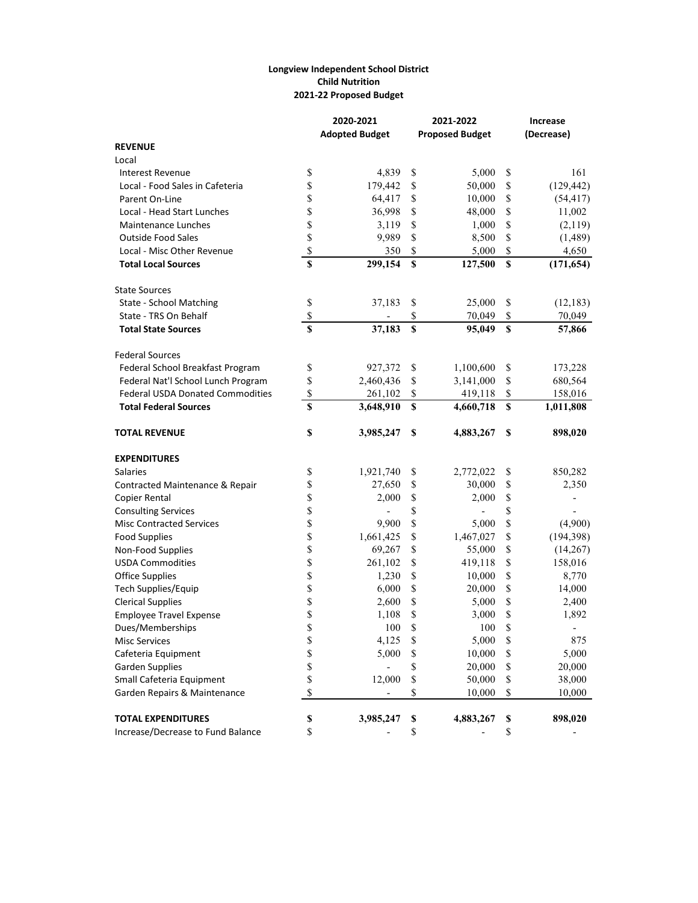**Longview Independent School District**
**Child Nutrition**
**2021-22 Proposed Budget**

| | 2020-2021 Adopted Budget | 2021-2022 Proposed Budget | Increase (Decrease) |
|---|---|---|---|
| **REVENUE** | | | |
| Local | | | |
| Interest Revenue | $ 4,839 | $ 5,000 | $ 161 |
| Local - Food Sales in Cafeteria | $ 179,442 | $ 50,000 | $ (129,442) |
| Parent On-Line | $ 64,417 | $ 10,000 | $ (54,417) |
| Local - Head Start Lunches | $ 36,998 | $ 48,000 | $ 11,002 |
| Maintenance Lunches | $ 3,119 | $ 1,000 | $ (2,119) |
| Outside Food Sales | $ 9,989 | $ 8,500 | $ (1,489) |
| Local - Misc Other Revenue | $ 350 | $ 5,000 | $ 4,650 |
| **Total Local Sources** | **$ 299,154** | **$ 127,500** | **$ (171,654)** |
| State Sources | | | |
| State - School Matching | $ 37,183 | $ 25,000 | $ (12,183) |
| State - TRS On Behalf | $ - | $ 70,049 | $ 70,049 |
| **Total State Sources** | **$ 37,183** | **$ 95,049** | **$ 57,866** |
| Federal Sources | | | |
| Federal School Breakfast Program | $ 927,372 | $ 1,100,600 | $ 173,228 |
| Federal Nat'l School Lunch Program | $ 2,460,436 | $ 3,141,000 | $ 680,564 |
| Federal USDA Donated Commodities | $ 261,102 | $ 419,118 | $ 158,016 |
| **Total Federal Sources** | **$ 3,648,910** | **$ 4,660,718** | **$ 1,011,808** |
| **TOTAL REVENUE** | **$ 3,985,247** | **$ 4,883,267** | **$ 898,020** |
| **EXPENDITURES** | | | |
| Salaries | $ 1,921,740 | $ 2,772,022 | $ 850,282 |
| Contracted Maintenance & Repair | $ 27,650 | $ 30,000 | $ 2,350 |
| Copier Rental | $ 2,000 | $ 2,000 | $ - |
| Consulting Services | $ - | $ - | $ - |
| Misc Contracted Services | $ 9,900 | $ 5,000 | $ (4,900) |
| Food Supplies | $ 1,661,425 | $ 1,467,027 | $ (194,398) |
| Non-Food Supplies | $ 69,267 | $ 55,000 | $ (14,267) |
| USDA Commodities | $ 261,102 | $ 419,118 | $ 158,016 |
| Office Supplies | $ 1,230 | $ 10,000 | $ 8,770 |
| Tech Supplies/Equip | $ 6,000 | $ 20,000 | $ 14,000 |
| Clerical Supplies | $ 2,600 | $ 5,000 | $ 2,400 |
| Employee Travel Expense | $ 1,108 | $ 3,000 | $ 1,892 |
| Dues/Memberships | $ 100 | $ 100 | $ - |
| Misc Services | $ 4,125 | $ 5,000 | $ 875 |
| Cafeteria Equipment | $ 5,000 | $ 10,000 | $ 5,000 |
| Garden Supplies | $ - | $ 20,000 | $ 20,000 |
| Small Cafeteria Equipment | $ 12,000 | $ 50,000 | $ 38,000 |
| Garden Repairs & Maintenance | $ - | $ 10,000 | $ 10,000 |
| **TOTAL EXPENDITURES** | **$ 3,985,247** | **$ 4,883,267** | **$ 898,020** |
| Increase/Decrease to Fund Balance | $ - | $ - | $ - |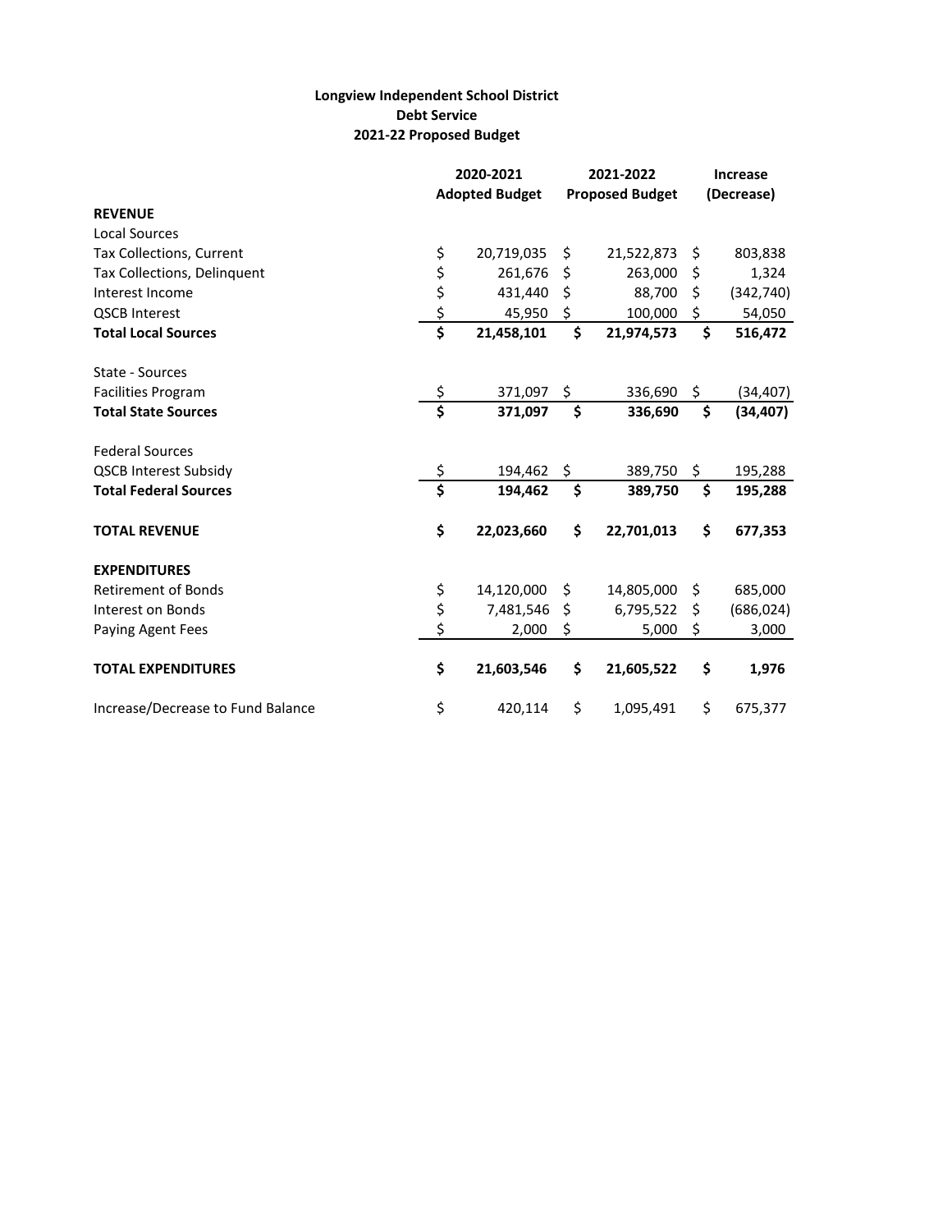**Longview Independent School District**
**Debt Service**
**2021-22 Proposed Budget**

| | 2020-2021 Adopted Budget | 2021-2022 Proposed Budget | Increase (Decrease) |
|---|---|---|---|
| **REVENUE** | | | |
| Local Sources | | | |
| Tax Collections, Current | $ 20,719,035 | $ 21,522,873 | $ 803,838 |
| Tax Collections, Delinquent | $ 261,676 | $ 263,000 | $ 1,324 |
| Interest Income | $ 431,440 | $ 88,700 | $ (342,740) |
| QSCB Interest | $ 45,950 | $ 100,000 | $ 54,050 |
| **Total Local Sources** | **$ 21,458,101** | **$ 21,974,573** | **$ 516,472** |
| State - Sources | | | |
| Facilities Program | $ 371,097 | $ 336,690 | $ (34,407) |
| **Total State Sources** | **$ 371,097** | **$ 336,690** | **$ (34,407)** |
| Federal Sources | | | |
| QSCB Interest Subsidy | $ 194,462 | $ 389,750 | $ 195,288 |
| **Total Federal Sources** | **$ 194,462** | **$ 389,750** | **$ 195,288** |
| **TOTAL REVENUE** | **$ 22,023,660** | **$ 22,701,013** | **$ 677,353** |
| **EXPENDITURES** | | | |
| Retirement of Bonds | $ 14,120,000 | $ 14,805,000 | $ 685,000 |
| Interest on Bonds | $ 7,481,546 | $ 6,795,522 | $ (686,024) |
| Paying Agent Fees | $ 2,000 | $ 5,000 | $ 3,000 |
| **TOTAL EXPENDITURES** | **$ 21,603,546** | **$ 21,605,522** | **$ 1,976** |
| Increase/Decrease to Fund Balance | $ 420,114 | $ 1,095,491 | $ 675,377 |